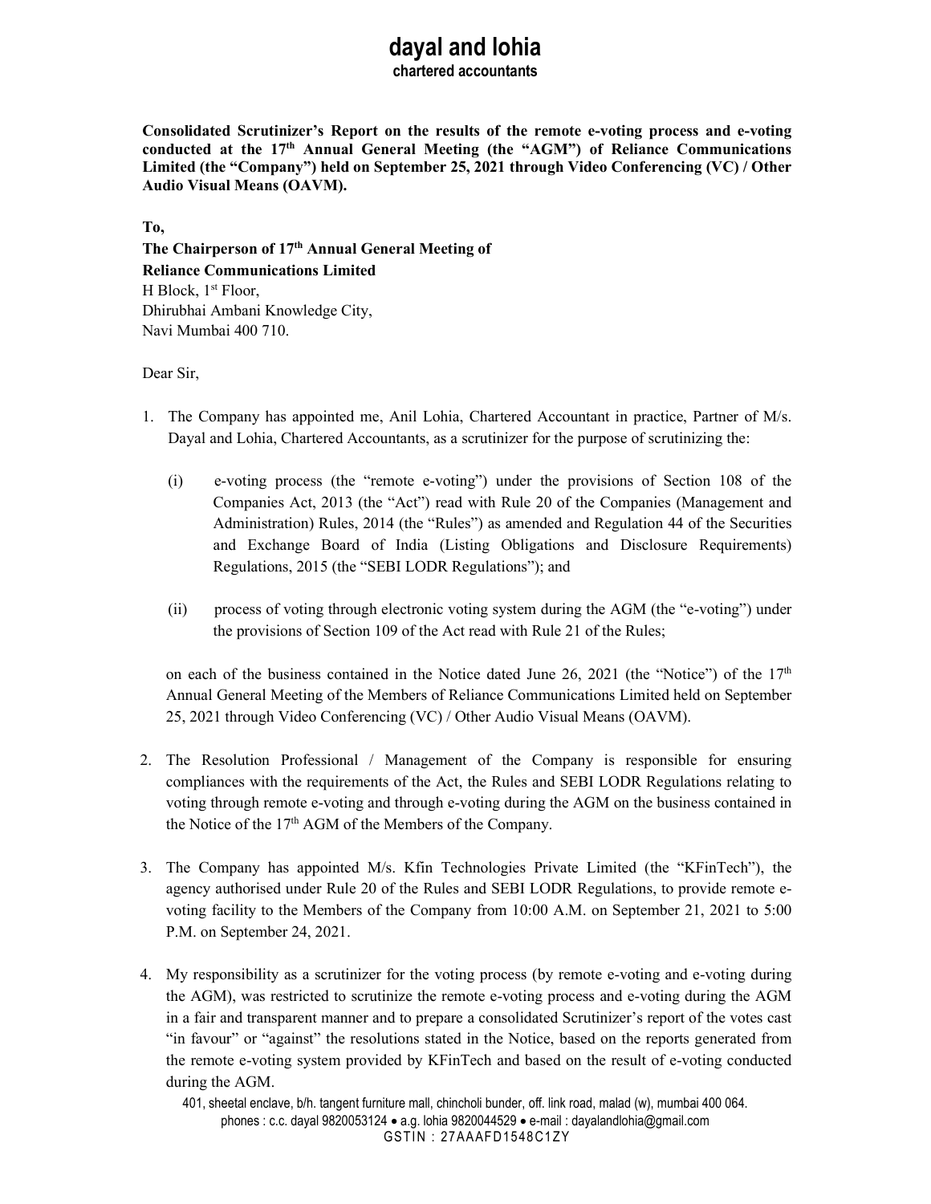# dayal and lohia

**chartered accountants**

**Consolidated Scrutinizer's Report on the results of the remote e-voting process and e-voting conducted at the 17th Annual General Meeting (the "AGM") of Reliance Communications Limited (the "Company") held on September 25, 2021 through Video Conferencing (VC) / Other Audio Visual Means (OAVM).**

**To,**
**The Chairperson of 17th Annual General Meeting of**
**Reliance Communications Limited**
H Block, 1st Floor,
Dhirubhai Ambani Knowledge City,
Navi Mumbai 400 710.

Dear Sir,

1. The Company has appointed me, Anil Lohia, Chartered Accountant in practice, Partner of M/s. Dayal and Lohia, Chartered Accountants, as a scrutinizer for the purpose of scrutinizing the:

   (i) e-voting process (the "remote e-voting") under the provisions of Section 108 of the Companies Act, 2013 (the "Act") read with Rule 20 of the Companies (Management and Administration) Rules, 2014 (the "Rules") as amended and Regulation 44 of the Securities and Exchange Board of India (Listing Obligations and Disclosure Requirements) Regulations, 2015 (the "SEBI LODR Regulations"); and

   (ii) process of voting through electronic voting system during the AGM (the "e-voting") under the provisions of Section 109 of the Act read with Rule 21 of the Rules;

   on each of the business contained in the Notice dated June 26, 2021 (the "Notice") of the 17th Annual General Meeting of the Members of Reliance Communications Limited held on September 25, 2021 through Video Conferencing (VC) / Other Audio Visual Means (OAVM).

2. The Resolution Professional / Management of the Company is responsible for ensuring compliances with the requirements of the Act, the Rules and SEBI LODR Regulations relating to voting through remote e-voting and through e-voting during the AGM on the business contained in the Notice of the 17th AGM of the Members of the Company.

3. The Company has appointed M/s. Kfin Technologies Private Limited (the "KFinTech"), the agency authorised under Rule 20 of the Rules and SEBI LODR Regulations, to provide remote e-voting facility to the Members of the Company from 10:00 A.M. on September 21, 2021 to 5:00 P.M. on September 24, 2021.

4. My responsibility as a scrutinizer for the voting process (by remote e-voting and e-voting during the AGM), was restricted to scrutinize the remote e-voting process and e-voting during the AGM in a fair and transparent manner and to prepare a consolidated Scrutinizer's report of the votes cast "in favour" or "against" the resolutions stated in the Notice, based on the reports generated from the remote e-voting system provided by KFinTech and based on the result of e-voting conducted during the AGM.

401, sheetal enclave, b/h. tangent furniture mall, chincholi bunder, off. link road, malad (w), mumbai 400 064.
phones : c.c. dayal 9820053124 • a.g. lohia 9820044529 • e-mail : dayalandlohia@gmail.com
GSTIN : 27AAAFD1548C1ZY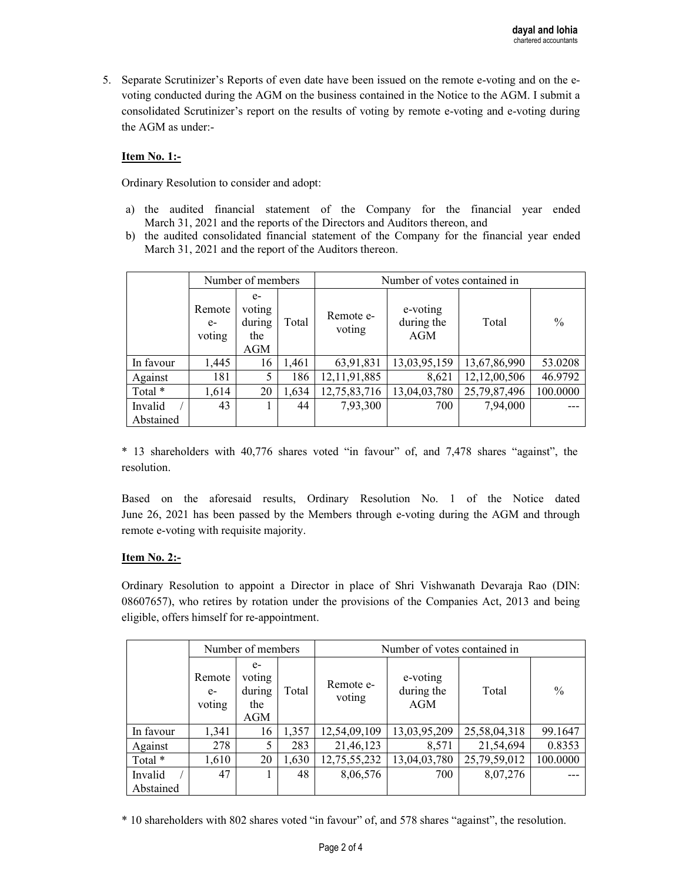5. Separate Scrutinizer's Reports of even date have been issued on the remote e-voting and on the e-voting conducted during the AGM on the business contained in the Notice to the AGM. I submit a consolidated Scrutinizer's report on the results of voting by remote e-voting and e-voting during the AGM as under:-

**Item No. 1:-**

Ordinary Resolution to consider and adopt:

a) the audited financial statement of the Company for the financial year ended March 31, 2021 and the reports of the Directors and Auditors thereon, and
b) the audited consolidated financial statement of the Company for the financial year ended March 31, 2021 and the report of the Auditors thereon.

| | Number of members | | | Number of votes contained in | | | |
|---|---|---|---|---|---|---|---|
| | Remote e-voting | e-voting during the AGM | Total | Remote e-voting | e-voting during the AGM | Total | % |
| In favour | 1,445 | 16 | 1,461 | 63,91,831 | 13,03,95,159 | 13,67,86,990 | 53.0208 |
| Against | 181 | 5 | 186 | 12,11,91,885 | 8,621 | 12,12,00,506 | 46.9792 |
| Total * | 1,614 | 20 | 1,634 | 12,75,83,716 | 13,04,03,780 | 25,79,87,496 | 100.0000 |
| Invalid / Abstained | 43 | 1 | 44 | 7,93,300 | 700 | 7,94,000 | --- |

* 13 shareholders with 40,776 shares voted "in favour" of, and 7,478 shares "against", the resolution.

Based on the aforesaid results, Ordinary Resolution No. 1 of the Notice dated June 26, 2021 has been passed by the Members through e-voting during the AGM and through remote e-voting with requisite majority.

**Item No. 2:-**

Ordinary Resolution to appoint a Director in place of Shri Vishwanath Devaraja Rao (DIN: 08607657), who retires by rotation under the provisions of the Companies Act, 2013 and being eligible, offers himself for re-appointment.

| | Number of members | | | Number of votes contained in | | | |
|---|---|---|---|---|---|---|---|
| | Remote e-voting | e-voting during the AGM | Total | Remote e-voting | e-voting during the AGM | Total | % |
| In favour | 1,341 | 16 | 1,357 | 12,54,09,109 | 13,03,95,209 | 25,58,04,318 | 99.1647 |
| Against | 278 | 5 | 283 | 21,46,123 | 8,571 | 21,54,694 | 0.8353 |
| Total * | 1,610 | 20 | 1,630 | 12,75,55,232 | 13,04,03,780 | 25,79,59,012 | 100.0000 |
| Invalid / Abstained | 47 | 1 | 48 | 8,06,576 | 700 | 8,07,276 | --- |

* 10 shareholders with 802 shares voted "in favour" of, and 578 shares "against", the resolution.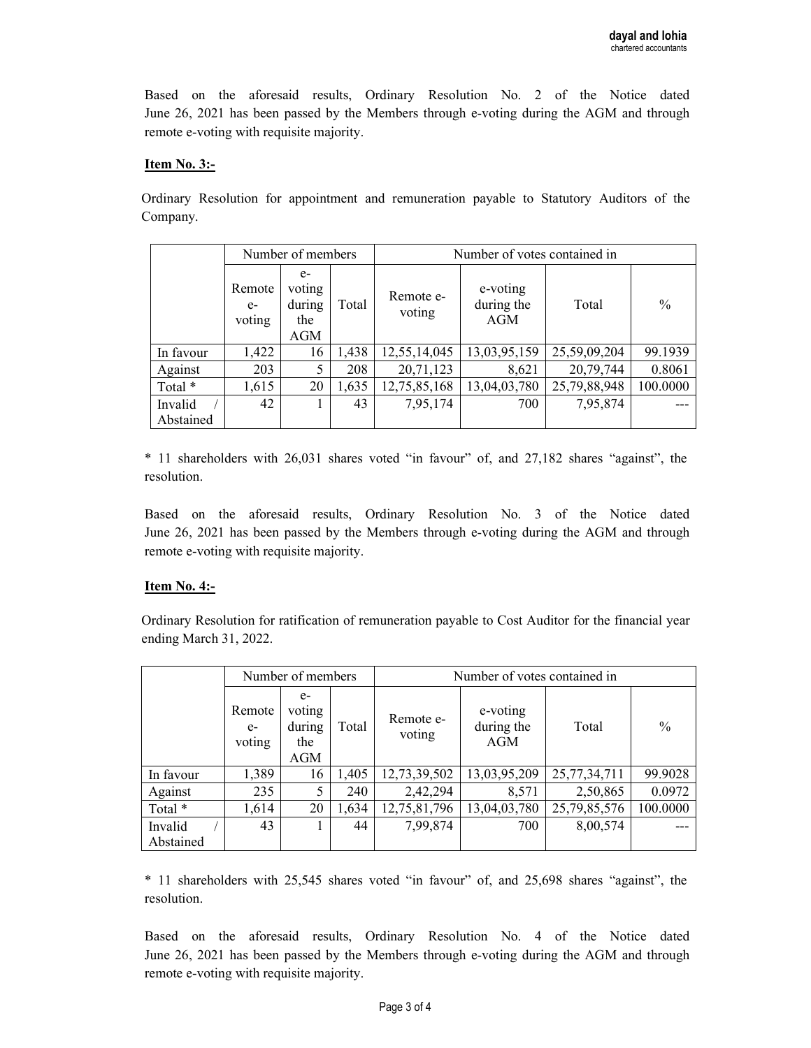Based on the aforesaid results, Ordinary Resolution No. 2 of the Notice dated June 26, 2021 has been passed by the Members through e-voting during the AGM and through remote e-voting with requisite majority.

**Item No. 3:-**

Ordinary Resolution for appointment and remuneration payable to Statutory Auditors of the Company.

| | Number of members | | | Number of votes contained in | | | |
|---|---|---|---|---|---|---|---|
| | Remote e-voting | e-voting during the AGM | Total | Remote e-voting | e-voting during the AGM | Total | % |
| In favour | 1,422 | 16 | 1,438 | 12,55,14,045 | 13,03,95,159 | 25,59,09,204 | 99.1939 |
| Against | 203 | 5 | 208 | 20,71,123 | 8,621 | 20,79,744 | 0.8061 |
| Total * | 1,615 | 20 | 1,635 | 12,75,85,168 | 13,04,03,780 | 25,79,88,948 | 100.0000 |
| Invalid / Abstained | 42 | 1 | 43 | 7,95,174 | 700 | 7,95,874 | --- |

* 11 shareholders with 26,031 shares voted "in favour" of, and 27,182 shares "against", the resolution.

Based on the aforesaid results, Ordinary Resolution No. 3 of the Notice dated June 26, 2021 has been passed by the Members through e-voting during the AGM and through remote e-voting with requisite majority.

**Item No. 4:-**

Ordinary Resolution for ratification of remuneration payable to Cost Auditor for the financial year ending March 31, 2022.

| | Number of members | | | Number of votes contained in | | | |
|---|---|---|---|---|---|---|---|
| | Remote e-voting | e-voting during the AGM | Total | Remote e-voting | e-voting during the AGM | Total | % |
| In favour | 1,389 | 16 | 1,405 | 12,73,39,502 | 13,03,95,209 | 25,77,34,711 | 99.9028 |
| Against | 235 | 5 | 240 | 2,42,294 | 8,571 | 2,50,865 | 0.0972 |
| Total * | 1,614 | 20 | 1,634 | 12,75,81,796 | 13,04,03,780 | 25,79,85,576 | 100.0000 |
| Invalid / Abstained | 43 | 1 | 44 | 7,99,874 | 700 | 8,00,574 | --- |

* 11 shareholders with 25,545 shares voted "in favour" of, and 25,698 shares "against", the resolution.

Based on the aforesaid results, Ordinary Resolution No. 4 of the Notice dated June 26, 2021 has been passed by the Members through e-voting during the AGM and through remote e-voting with requisite majority.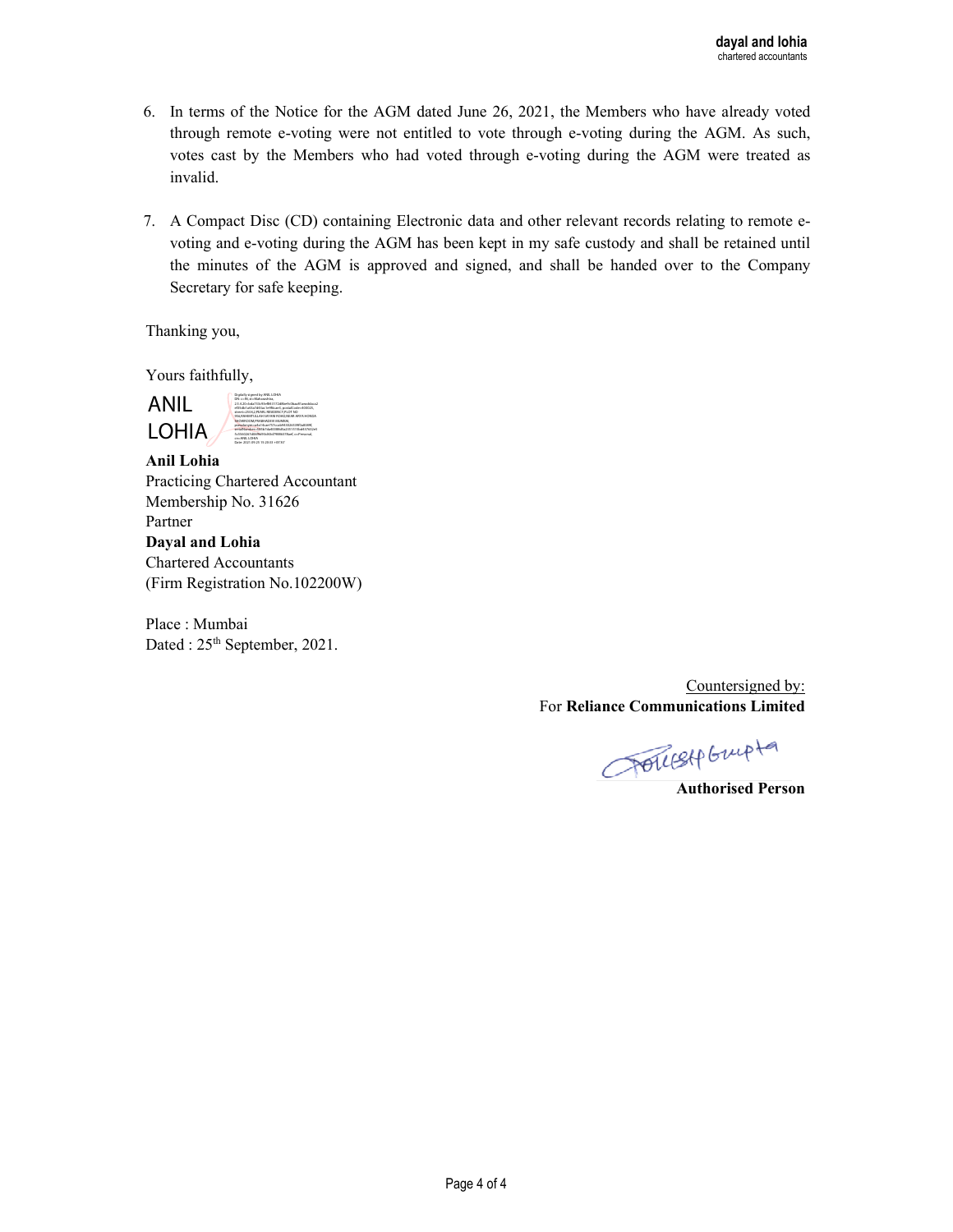6. In terms of the Notice for the AGM dated June 26, 2021, the Members who have already voted through remote e-voting were not entitled to vote through e-voting during the AGM. As such, votes cast by the Members who had voted through e-voting during the AGM were treated as invalid.

7. A Compact Disc (CD) containing Electronic data and other relevant records relating to remote e-voting and e-voting during the AGM has been kept in my safe custody and shall be retained until the minutes of the AGM is approved and signed, and shall be handed over to the Company Secretary for safe keeping.

Thanking you,

Yours faithfully,

ANIL LOHIA

**Anil Lohia**
Practicing Chartered Accountant
Membership No. 31626
Partner
**Dayal and Lohia**
Chartered Accountants
(Firm Registration No.102200W)

Place : Mumbai
Dated : 25th September, 2021.

Countersigned by:
For **Reliance Communications Limited**

**Authorised Person**